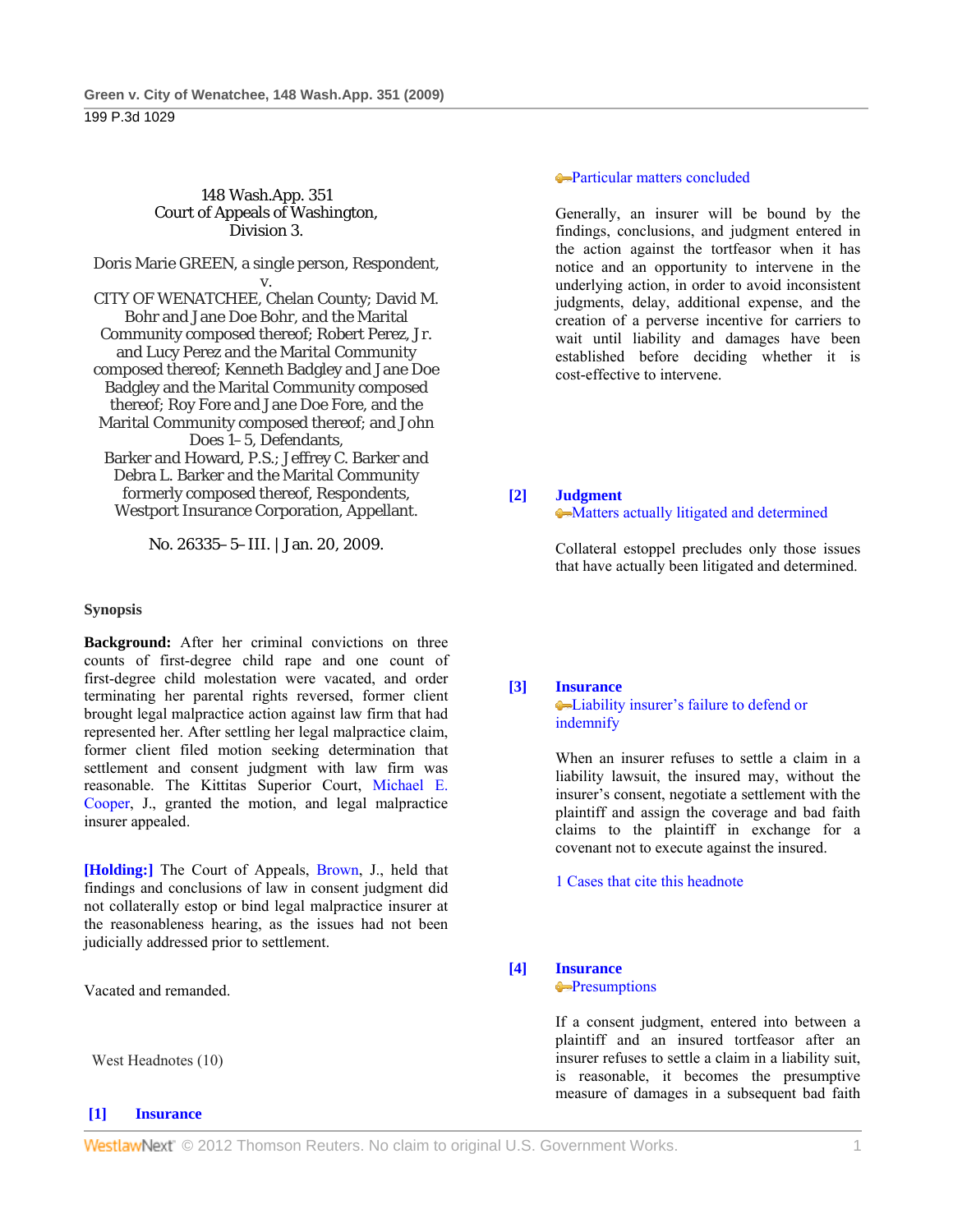148 Wash.App. 351
Court of Appeals of Washington,
Division 3.

Doris Marie GREEN, a single person, Respondent,
v.
CITY OF WENATCHEE, Chelan County; David M. Bohr and Jane Doe Bohr, and the Marital Community composed thereof; Robert Perez, Jr. and Lucy Perez and the Marital Community composed thereof; Kenneth Badgley and Jane Doe Badgley and the Marital Community composed thereof; Roy Fore and Jane Doe Fore, and the Marital Community composed thereof; and John Does 1–5, Defendants,
Barker and Howard, P.S.; Jeffrey C. Barker and Debra L. Barker and the Marital Community formerly composed thereof, Respondents,
Westport Insurance Corporation, Appellant.

No. 26335–5–III. | Jan. 20, 2009.

**Synopsis**

**Background:** After her criminal convictions on three counts of first-degree child rape and one count of first-degree child molestation were vacated, and order terminating her parental rights reversed, former client brought legal malpractice action against law firm that had represented her. After settling her legal malpractice claim, former client filed motion seeking determination that settlement and consent judgment with law firm was reasonable. The Kittitas Superior Court, Michael E. Cooper, J., granted the motion, and legal malpractice insurer appealed.

**[Holding:]** The Court of Appeals, Brown, J., held that findings and conclusions of law in consent judgment did not collaterally estop or bind legal malpractice insurer at the reasonableness hearing, as the issues had not been judicially addressed prior to settlement.

Vacated and remanded.

West Headnotes (10)

**[1] Insurance**
Particular matters concluded

Generally, an insurer will be bound by the findings, conclusions, and judgment entered in the action against the tortfeasor when it has notice and an opportunity to intervene in the underlying action, in order to avoid inconsistent judgments, delay, additional expense, and the creation of a perverse incentive for carriers to wait until liability and damages have been established before deciding whether it is cost-effective to intervene.

**[2] Judgment**
Matters actually litigated and determined

Collateral estoppel precludes only those issues that have actually been litigated and determined.

**[3] Insurance**
Liability insurer's failure to defend or indemnify

When an insurer refuses to settle a claim in a liability lawsuit, the insured may, without the insurer's consent, negotiate a settlement with the plaintiff and assign the coverage and bad faith claims to the plaintiff in exchange for a covenant not to execute against the insured.

1 Cases that cite this headnote

**[4] Insurance**
Presumptions

If a consent judgment, entered into between a plaintiff and an insured tortfeasor after an insurer refuses to settle a claim in a liability suit, is reasonable, it becomes the presumptive measure of damages in a subsequent bad faith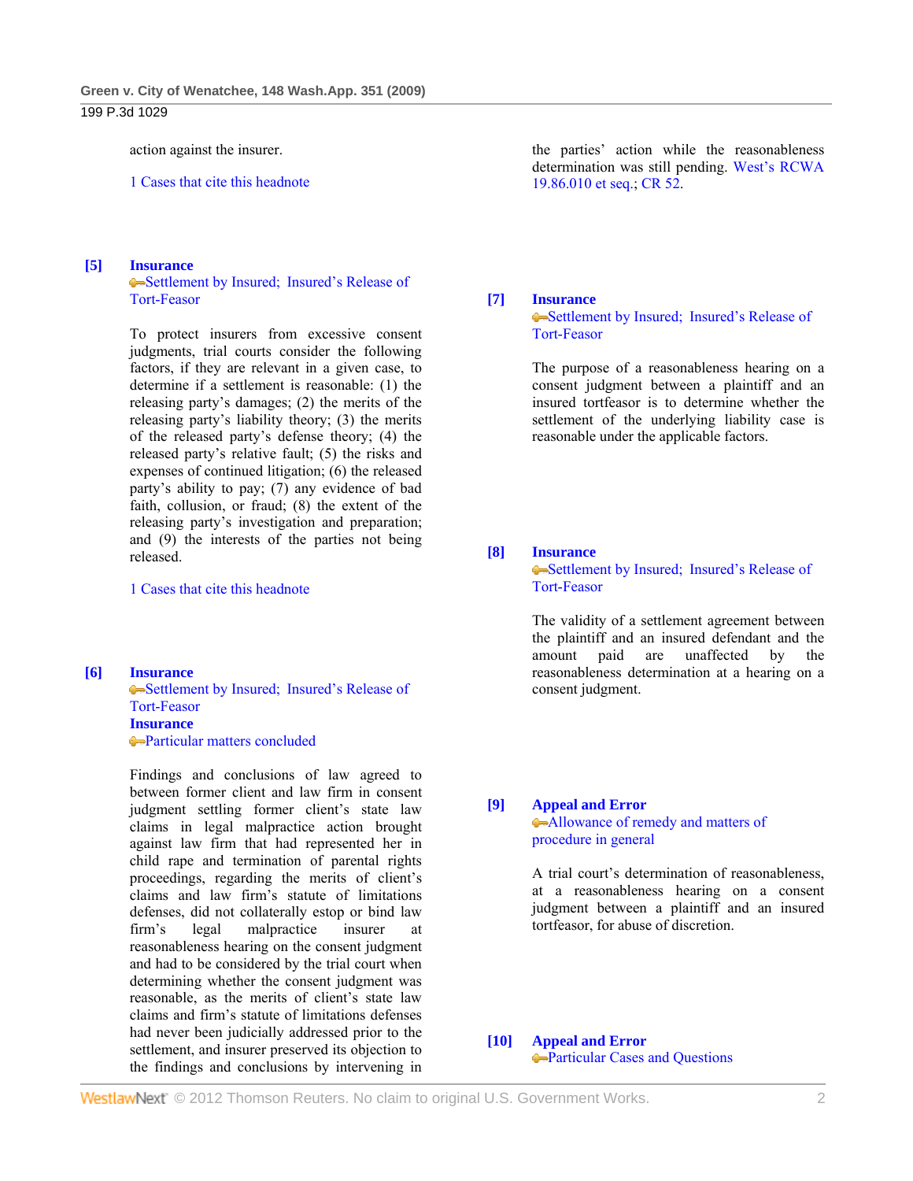action against the insurer.

1 Cases that cite this headnote

**[5]** **Insurance**
Settlement by Insured; Insured's Release of Tort-Feasor

To protect insurers from excessive consent judgments, trial courts consider the following factors, if they are relevant in a given case, to determine if a settlement is reasonable: (1) the releasing party's damages; (2) the merits of the releasing party's liability theory; (3) the merits of the released party's defense theory; (4) the released party's relative fault; (5) the risks and expenses of continued litigation; (6) the released party's ability to pay; (7) any evidence of bad faith, collusion, or fraud; (8) the extent of the releasing party's investigation and preparation; and (9) the interests of the parties not being released.

1 Cases that cite this headnote

**[6]** **Insurance**
Settlement by Insured; Insured's Release of Tort-Feasor
**Insurance**
Particular matters concluded

Findings and conclusions of law agreed to between former client and law firm in consent judgment settling former client's state law claims in legal malpractice action brought against law firm that had represented her in child rape and termination of parental rights proceedings, regarding the merits of client's claims and law firm's statute of limitations defenses, did not collaterally estop or bind law firm's legal malpractice insurer at reasonableness hearing on the consent judgment and had to be considered by the trial court when determining whether the consent judgment was reasonable, as the merits of client's state law claims and firm's statute of limitations defenses had never been judicially addressed prior to the settlement, and insurer preserved its objection to the findings and conclusions by intervening in the parties' action while the reasonableness determination was still pending. West's RCWA 19.86.010 et seq.; CR 52.

**[7]** **Insurance**
Settlement by Insured; Insured's Release of Tort-Feasor

The purpose of a reasonableness hearing on a consent judgment between a plaintiff and an insured tortfeasor is to determine whether the settlement of the underlying liability case is reasonable under the applicable factors.

**[8]** **Insurance**
Settlement by Insured; Insured's Release of Tort-Feasor

The validity of a settlement agreement between the plaintiff and an insured defendant and the amount paid are unaffected by the reasonableness determination at a hearing on a consent judgment.

**[9]** **Appeal and Error**
Allowance of remedy and matters of procedure in general

A trial court's determination of reasonableness, at a reasonableness hearing on a consent judgment between a plaintiff and an insured tortfeasor, for abuse of discretion.

**[10]** **Appeal and Error**
Particular Cases and Questions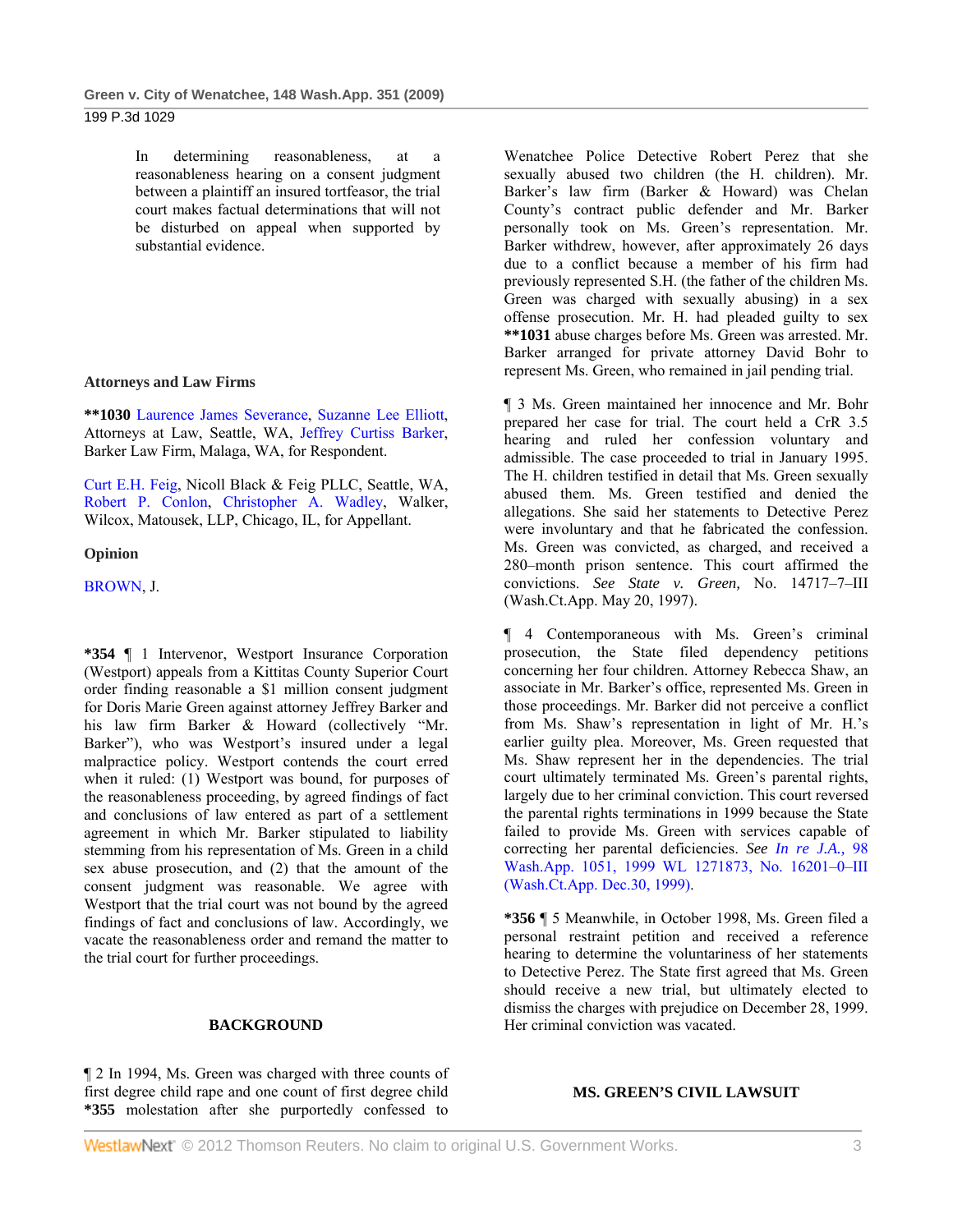In determining reasonableness, at a reasonableness hearing on a consent judgment between a plaintiff an insured tortfeasor, the trial court makes factual determinations that will not be disturbed on appeal when supported by substantial evidence.

**Attorneys and Law Firms**

**\*\*1030** Laurence James Severance, Suzanne Lee Elliott, Attorneys at Law, Seattle, WA, Jeffrey Curtiss Barker, Barker Law Firm, Malaga, WA, for Respondent.

Curt E.H. Feig, Nicoll Black & Feig PLLC, Seattle, WA, Robert P. Conlon, Christopher A. Wadley, Walker, Wilcox, Matousek, LLP, Chicago, IL, for Appellant.

**Opinion**

BROWN, J.

**\*354** ¶ 1 Intervenor, Westport Insurance Corporation (Westport) appeals from a Kittitas County Superior Court order finding reasonable a $1 million consent judgment for Doris Marie Green against attorney Jeffrey Barker and his law firm Barker & Howard (collectively "Mr. Barker"), who was Westport's insured under a legal malpractice policy. Westport contends the court erred when it ruled: (1) Westport was bound, for purposes of the reasonableness proceeding, by agreed findings of fact and conclusions of law entered as part of a settlement agreement in which Mr. Barker stipulated to liability stemming from his representation of Ms. Green in a child sex abuse prosecution, and (2) that the amount of the consent judgment was reasonable. We agree with Westport that the trial court was not bound by the agreed findings of fact and conclusions of law. Accordingly, we vacate the reasonableness order and remand the matter to the trial court for further proceedings.

**BACKGROUND**

¶ 2 In 1994, Ms. Green was charged with three counts of first degree child rape and one count of first degree child **\*355** molestation after she purportedly confessed to Wenatchee Police Detective Robert Perez that she sexually abused two children (the H. children). Mr. Barker's law firm (Barker & Howard) was Chelan County's contract public defender and Mr. Barker personally took on Ms. Green's representation. Mr. Barker withdrew, however, after approximately 26 days due to a conflict because a member of his firm had previously represented S.H. (the father of the children Ms. Green was charged with sexually abusing) in a sex offense prosecution. Mr. H. had pleaded guilty to sex **\*\*1031** abuse charges before Ms. Green was arrested. Mr. Barker arranged for private attorney David Bohr to represent Ms. Green, who remained in jail pending trial.

¶ 3 Ms. Green maintained her innocence and Mr. Bohr prepared her case for trial. The court held a CrR 3.5 hearing and ruled her confession voluntary and admissible. The case proceeded to trial in January 1995. The H. children testified in detail that Ms. Green sexually abused them. Ms. Green testified and denied the allegations. She said her statements to Detective Perez were involuntary and that he fabricated the confession. Ms. Green was convicted, as charged, and received a 280–month prison sentence. This court affirmed the convictions. *See State v. Green,* No. 14717–7–III (Wash.Ct.App. May 20, 1997).

¶ 4 Contemporaneous with Ms. Green's criminal prosecution, the State filed dependency petitions concerning her four children. Attorney Rebecca Shaw, an associate in Mr. Barker's office, represented Ms. Green in those proceedings. Mr. Barker did not perceive a conflict from Ms. Shaw's representation in light of Mr. H.'s earlier guilty plea. Moreover, Ms. Green requested that Ms. Shaw represent her in the dependencies. The trial court ultimately terminated Ms. Green's parental rights, largely due to her criminal conviction. This court reversed the parental rights terminations in 1999 because the State failed to provide Ms. Green with services capable of correcting her parental deficiencies. *See In re J.A.,* 98 Wash.App. 1051, 1999 WL 1271873, No. 16201–0–III (Wash.Ct.App. Dec.30, 1999).

**\*356** ¶ 5 Meanwhile, in October 1998, Ms. Green filed a personal restraint petition and received a reference hearing to determine the voluntariness of her statements to Detective Perez. The State first agreed that Ms. Green should receive a new trial, but ultimately elected to dismiss the charges with prejudice on December 28, 1999. Her criminal conviction was vacated.

**MS. GREEN'S CIVIL LAWSUIT**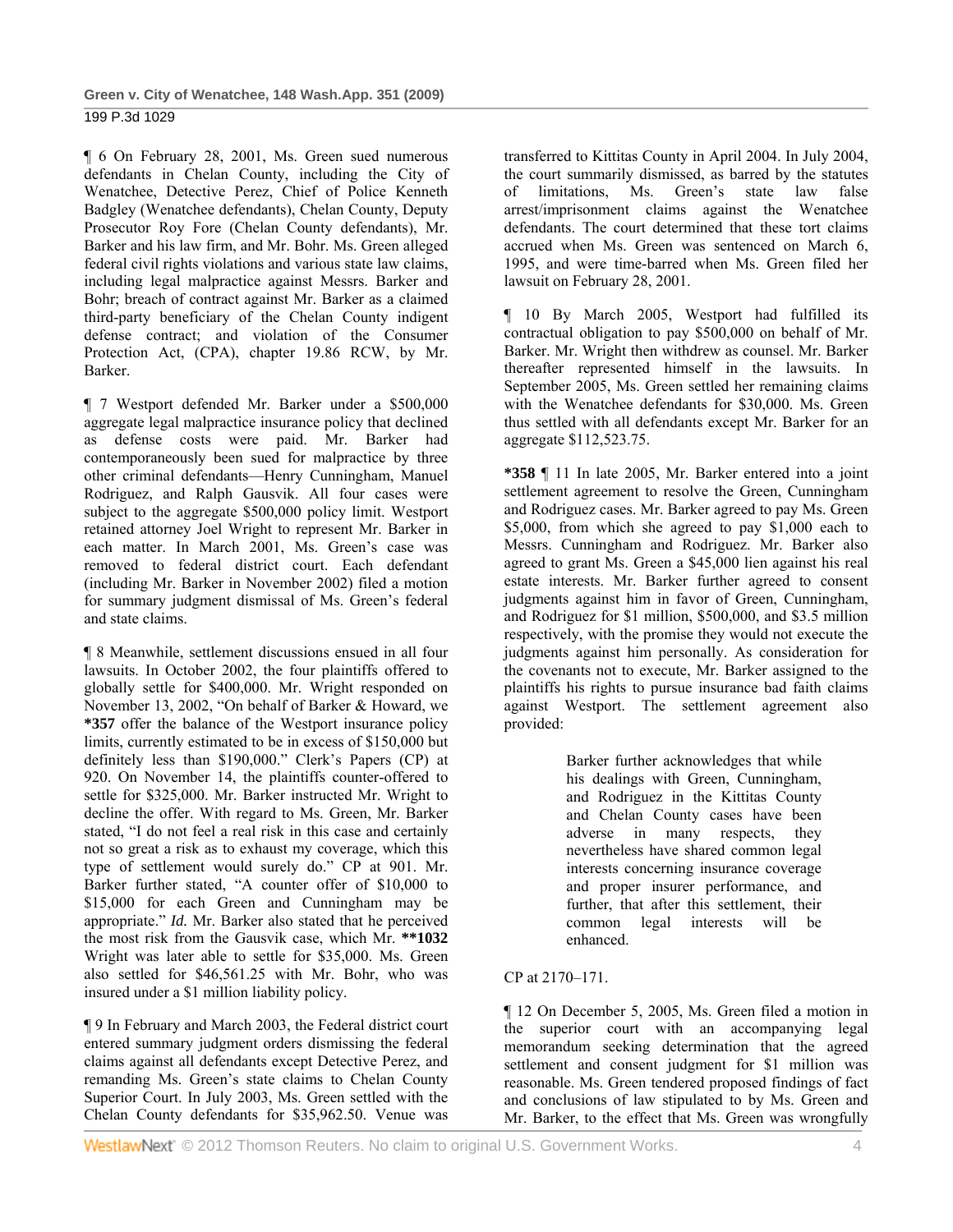¶ 6 On February 28, 2001, Ms. Green sued numerous defendants in Chelan County, including the City of Wenatchee, Detective Perez, Chief of Police Kenneth Badgley (Wenatchee defendants), Chelan County, Deputy Prosecutor Roy Fore (Chelan County defendants), Mr. Barker and his law firm, and Mr. Bohr. Ms. Green alleged federal civil rights violations and various state law claims, including legal malpractice against Messrs. Barker and Bohr; breach of contract against Mr. Barker as a claimed third-party beneficiary of the Chelan County indigent defense contract; and violation of the Consumer Protection Act, (CPA), chapter 19.86 RCW, by Mr. Barker.

¶ 7 Westport defended Mr. Barker under a $500,000 aggregate legal malpractice insurance policy that declined as defense costs were paid. Mr. Barker had contemporaneously been sued for malpractice by three other criminal defendants—Henry Cunningham, Manuel Rodriguez, and Ralph Gausvik. All four cases were subject to the aggregate $500,000 policy limit. Westport retained attorney Joel Wright to represent Mr. Barker in each matter. In March 2001, Ms. Green's case was removed to federal district court. Each defendant (including Mr. Barker in November 2002) filed a motion for summary judgment dismissal of Ms. Green's federal and state claims.

¶ 8 Meanwhile, settlement discussions ensued in all four lawsuits. In October 2002, the four plaintiffs offered to globally settle for $400,000. Mr. Wright responded on November 13, 2002, "On behalf of Barker & Howard, we **\*357** offer the balance of the Westport insurance policy limits, currently estimated to be in excess of $150,000 but definitely less than $190,000." Clerk's Papers (CP) at 920. On November 14, the plaintiffs counter-offered to settle for $325,000. Mr. Barker instructed Mr. Wright to decline the offer. With regard to Ms. Green, Mr. Barker stated, "I do not feel a real risk in this case and certainly not so great a risk as to exhaust my coverage, which this type of settlement would surely do." CP at 901. Mr. Barker further stated, "A counter offer of $10,000 to $15,000 for each Green and Cunningham may be appropriate." *Id.* Mr. Barker also stated that he perceived the most risk from the Gausvik case, which Mr. **\*\*1032** Wright was later able to settle for $35,000. Ms. Green also settled for $46,561.25 with Mr. Bohr, who was insured under a $1 million liability policy.

¶ 9 In February and March 2003, the Federal district court entered summary judgment orders dismissing the federal claims against all defendants except Detective Perez, and remanding Ms. Green's state claims to Chelan County Superior Court. In July 2003, Ms. Green settled with the Chelan County defendants for $35,962.50. Venue was transferred to Kittitas County in April 2004. In July 2004, the court summarily dismissed, as barred by the statutes of limitations, Ms. Green's state law false arrest/imprisonment claims against the Wenatchee defendants. The court determined that these tort claims accrued when Ms. Green was sentenced on March 6, 1995, and were time-barred when Ms. Green filed her lawsuit on February 28, 2001.

¶ 10 By March 2005, Westport had fulfilled its contractual obligation to pay $500,000 on behalf of Mr. Barker. Mr. Wright then withdrew as counsel. Mr. Barker thereafter represented himself in the lawsuits. In September 2005, Ms. Green settled her remaining claims with the Wenatchee defendants for $30,000. Ms. Green thus settled with all defendants except Mr. Barker for an aggregate $112,523.75.

**\*358** ¶ 11 In late 2005, Mr. Barker entered into a joint settlement agreement to resolve the Green, Cunningham and Rodriguez cases. Mr. Barker agreed to pay Ms. Green $5,000, from which she agreed to pay $1,000 each to Messrs. Cunningham and Rodriguez. Mr. Barker also agreed to grant Ms. Green a $45,000 lien against his real estate interests. Mr. Barker further agreed to consent judgments against him in favor of Green, Cunningham, and Rodriguez for $1 million, $500,000, and $3.5 million respectively, with the promise they would not execute the judgments against him personally. As consideration for the covenants not to execute, Mr. Barker assigned to the plaintiffs his rights to pursue insurance bad faith claims against Westport. The settlement agreement also provided:

> Barker further acknowledges that while his dealings with Green, Cunningham, and Rodriguez in the Kittitas County and Chelan County cases have been adverse in many respects, they nevertheless have shared common legal interests concerning insurance coverage and proper insurer performance, and further, that after this settlement, their common legal interests will be enhanced.

CP at 2170–171.

¶ 12 On December 5, 2005, Ms. Green filed a motion in the superior court with an accompanying legal memorandum seeking determination that the agreed settlement and consent judgment for $1 million was reasonable. Ms. Green tendered proposed findings of fact and conclusions of law stipulated to by Ms. Green and Mr. Barker, to the effect that Ms. Green was wrongfully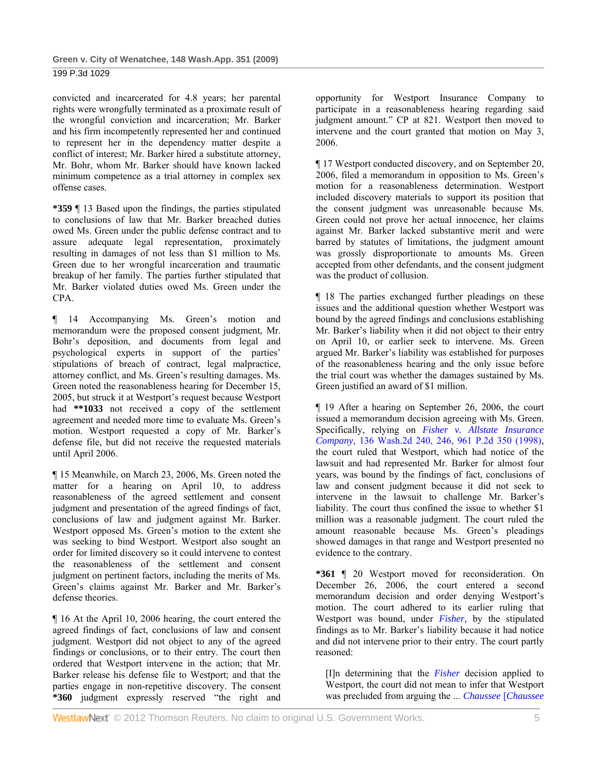convicted and incarcerated for 4.8 years; her parental rights were wrongfully terminated as a proximate result of the wrongful conviction and incarceration; Mr. Barker and his firm incompetently represented her and continued to represent her in the dependency matter despite a conflict of interest; Mr. Barker hired a substitute attorney, Mr. Bohr, whom Mr. Barker should have known lacked minimum competence as a trial attorney in complex sex offense cases.

**\*359** ¶ 13 Based upon the findings, the parties stipulated to conclusions of law that Mr. Barker breached duties owed Ms. Green under the public defense contract and to assure adequate legal representation, proximately resulting in damages of not less than $1 million to Ms. Green due to her wrongful incarceration and traumatic breakup of her family. The parties further stipulated that Mr. Barker violated duties owed Ms. Green under the CPA.

¶ 14 Accompanying Ms. Green's motion and memorandum were the proposed consent judgment, Mr. Bohr's deposition, and documents from legal and psychological experts in support of the parties' stipulations of breach of contract, legal malpractice, attorney conflict, and Ms. Green's resulting damages. Ms. Green noted the reasonableness hearing for December 15, 2005, but struck it at Westport's request because Westport had **\*\*1033** not received a copy of the settlement agreement and needed more time to evaluate Ms. Green's motion. Westport requested a copy of Mr. Barker's defense file, but did not receive the requested materials until April 2006.

¶ 15 Meanwhile, on March 23, 2006, Ms. Green noted the matter for a hearing on April 10, to address reasonableness of the agreed settlement and consent judgment and presentation of the agreed findings of fact, conclusions of law and judgment against Mr. Barker. Westport opposed Ms. Green's motion to the extent she was seeking to bind Westport. Westport also sought an order for limited discovery so it could intervene to contest the reasonableness of the settlement and consent judgment on pertinent factors, including the merits of Ms. Green's claims against Mr. Barker and Mr. Barker's defense theories.

¶ 16 At the April 10, 2006 hearing, the court entered the agreed findings of fact, conclusions of law and consent judgment. Westport did not object to any of the agreed findings or conclusions, or to their entry. The court then ordered that Westport intervene in the action; that Mr. Barker release his defense file to Westport; and that the parties engage in non-repetitive discovery. The consent **\*360** judgment expressly reserved "the right and opportunity for Westport Insurance Company to participate in a reasonableness hearing regarding said judgment amount." CP at 821. Westport then moved to intervene and the court granted that motion on May 3, 2006.

¶ 17 Westport conducted discovery, and on September 20, 2006, filed a memorandum in opposition to Ms. Green's motion for a reasonableness determination. Westport included discovery materials to support its position that the consent judgment was unreasonable because Ms. Green could not prove her actual innocence, her claims against Mr. Barker lacked substantive merit and were barred by statutes of limitations, the judgment amount was grossly disproportionate to amounts Ms. Green accepted from other defendants, and the consent judgment was the product of collusion.

¶ 18 The parties exchanged further pleadings on these issues and the additional question whether Westport was bound by the agreed findings and conclusions establishing Mr. Barker's liability when it did not object to their entry on April 10, or earlier seek to intervene. Ms. Green argued Mr. Barker's liability was established for purposes of the reasonableness hearing and the only issue before the trial court was whether the damages sustained by Ms. Green justified an award of $1 million.

¶ 19 After a hearing on September 26, 2006, the court issued a memorandum decision agreeing with Ms. Green. Specifically, relying on *Fisher v. Allstate Insurance Company,* 136 Wash.2d 240, 246, 961 P.2d 350 (1998), the court ruled that Westport, which had notice of the lawsuit and had represented Mr. Barker for almost four years, was bound by the findings of fact, conclusions of law and consent judgment because it did not seek to intervene in the lawsuit to challenge Mr. Barker's liability. The court thus confined the issue to whether $1 million was a reasonable judgment. The court ruled the amount reasonable because Ms. Green's pleadings showed damages in that range and Westport presented no evidence to the contrary.

**\*361** ¶ 20 Westport moved for reconsideration. On December 26, 2006, the court entered a second memorandum decision and order denying Westport's motion. The court adhered to its earlier ruling that Westport was bound, under *Fisher,* by the stipulated findings as to Mr. Barker's liability because it had notice and did not intervene prior to their entry. The court partly reasoned:

> [I]n determining that the *Fisher* decision applied to Westport, the court did not mean to infer that Westport was precluded from arguing the ... *Chaussee* [*Chaussee*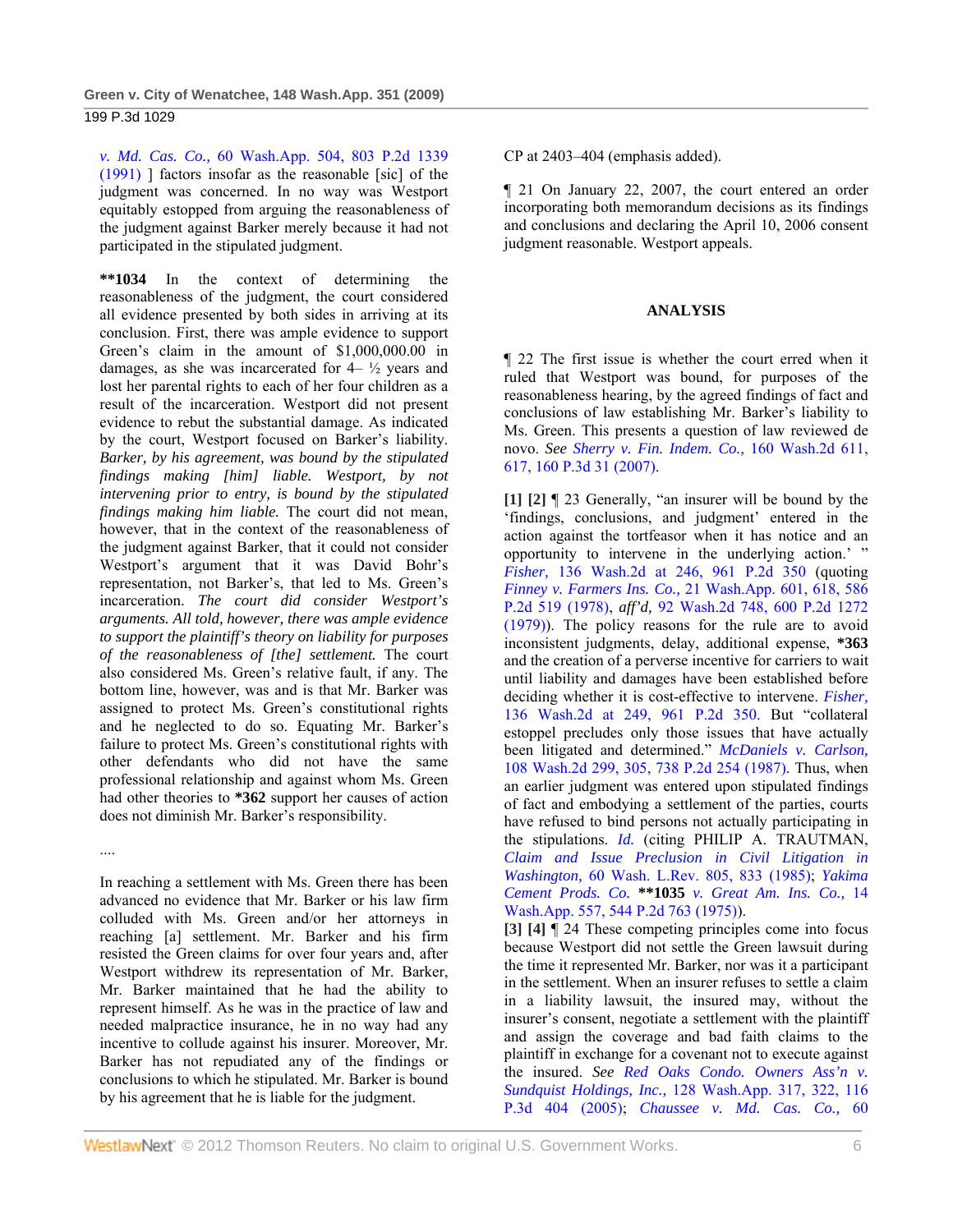v. Md. Cas. Co., 60 Wash.App. 504, 803 P.2d 1339 (1991) ] factors insofar as the reasonable [sic] of the judgment was concerned. In no way was Westport equitably estopped from arguing the reasonableness of the judgment against Barker merely because it had not participated in the stipulated judgment.

**\*\*1034** In the context of determining the reasonableness of the judgment, the court considered all evidence presented by both sides in arriving at its conclusion. First, there was ample evidence to support Green's claim in the amount of $1,000,000.00 in damages, as she was incarcerated for 4– ½ years and lost her parental rights to each of her four children as a result of the incarceration. Westport did not present evidence to rebut the substantial damage. As indicated by the court, Westport focused on Barker's liability. *Barker, by his agreement, was bound by the stipulated findings making [him] liable. Westport, by not intervening prior to entry, is bound by the stipulated findings making him liable.* The court did not mean, however, that in the context of the reasonableness of the judgment against Barker, that it could not consider Westport's argument that it was David Bohr's representation, not Barker's, that led to Ms. Green's incarceration. *The court did consider Westport's arguments. All told, however, there was ample evidence to support the plaintiff's theory on liability for purposes of the reasonableness of [the] settlement.* The court also considered Ms. Green's relative fault, if any. The bottom line, however, was and is that Mr. Barker was assigned to protect Ms. Green's constitutional rights and he neglected to do so. Equating Mr. Barker's failure to protect Ms. Green's constitutional rights with other defendants who did not have the same professional relationship and against whom Ms. Green had other theories to **\*362** support her causes of action does not diminish Mr. Barker's responsibility.

....

In reaching a settlement with Ms. Green there has been advanced no evidence that Mr. Barker or his law firm colluded with Ms. Green and/or her attorneys in reaching [a] settlement. Mr. Barker and his firm resisted the Green claims for over four years and, after Westport withdrew its representation of Mr. Barker, Mr. Barker maintained that he had the ability to represent himself. As he was in the practice of law and needed malpractice insurance, he in no way had any incentive to collude against his insurer. Moreover, Mr. Barker has not repudiated any of the findings or conclusions to which he stipulated. Mr. Barker is bound by his agreement that he is liable for the judgment.

CP at 2403–404 (emphasis added).

¶ 21 On January 22, 2007, the court entered an order incorporating both memorandum decisions as its findings and conclusions and declaring the April 10, 2006 consent judgment reasonable. Westport appeals.

## ANALYSIS

¶ 22 The first issue is whether the court erred when it ruled that Westport was bound, for purposes of the reasonableness hearing, by the agreed findings of fact and conclusions of law establishing Mr. Barker's liability to Ms. Green. This presents a question of law reviewed de novo. *See* *Sherry v. Fin. Indem. Co.,* 160 Wash.2d 611, 617, 160 P.3d 31 (2007).

**[1] [2]** ¶ 23 Generally, "an insurer will be bound by the 'findings, conclusions, and judgment' entered in the action against the tortfeasor when it has notice and an opportunity to intervene in the underlying action.' " *Fisher,* 136 Wash.2d at 246, 961 P.2d 350 (quoting *Finney v. Farmers Ins. Co.,* 21 Wash.App. 601, 618, 586 P.2d 519 (1978), *aff'd,* 92 Wash.2d 748, 600 P.2d 1272 (1979)). The policy reasons for the rule are to avoid inconsistent judgments, delay, additional expense, **\*363** and the creation of a perverse incentive for carriers to wait until liability and damages have been established before deciding whether it is cost-effective to intervene. *Fisher,* 136 Wash.2d at 249, 961 P.2d 350. But "collateral estoppel precludes only those issues that have actually been litigated and determined." *McDaniels v. Carlson,* 108 Wash.2d 299, 305, 738 P.2d 254 (1987). Thus, when an earlier judgment was entered upon stipulated findings of fact and embodying a settlement of the parties, courts have refused to bind persons not actually participating in the stipulations. *Id.* (citing PHILIP A. TRAUTMAN, *Claim and Issue Preclusion in Civil Litigation in Washington,* 60 Wash. L.Rev. 805, 833 (1985); *Yakima Cement Prods. Co.* **\*\*1035** *v. Great Am. Ins. Co.,* 14 Wash.App. 557, 544 P.2d 763 (1975)).

**[3] [4]** ¶ 24 These competing principles come into focus because Westport did not settle the Green lawsuit during the time it represented Mr. Barker, nor was it a participant in the settlement. When an insurer refuses to settle a claim in a liability lawsuit, the insured may, without the insurer's consent, negotiate a settlement with the plaintiff and assign the coverage and bad faith claims to the plaintiff in exchange for a covenant not to execute against the insured. *See* *Red Oaks Condo. Owners Ass'n v. Sundquist Holdings, Inc.,* 128 Wash.App. 317, 322, 116 P.3d 404 (2005); *Chaussee v. Md. Cas. Co.,* 60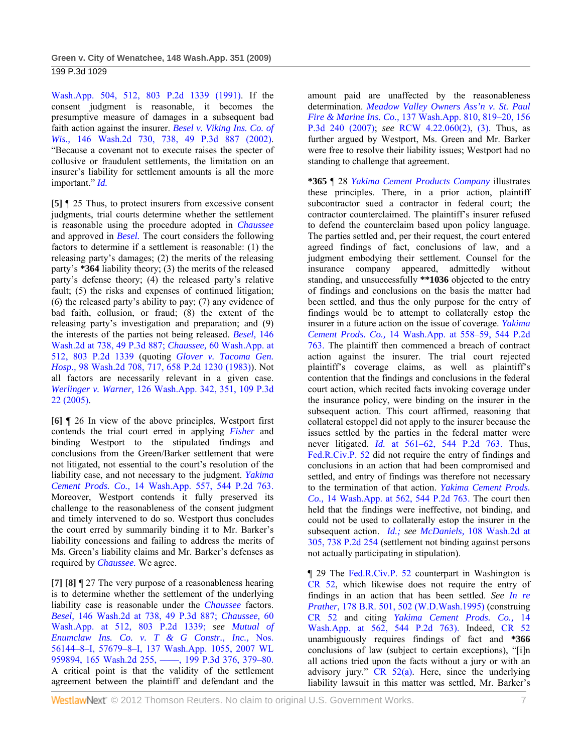Wash.App. 504, 512, 803 P.2d 1339 (1991). If the consent judgment is reasonable, it becomes the presumptive measure of damages in a subsequent bad faith action against the insurer. *Besel v. Viking Ins. Co. of Wis.,* 146 Wash.2d 730, 738, 49 P.3d 887 (2002). "Because a covenant not to execute raises the specter of collusive or fraudulent settlements, the limitation on an insurer's liability for settlement amounts is all the more important." *Id.*

**[5]** ¶ 25 Thus, to protect insurers from excessive consent judgments, trial courts determine whether the settlement is reasonable using the procedure adopted in *Chaussee* and approved in *Besel.* The court considers the following factors to determine if a settlement is reasonable: (1) the releasing party's damages; (2) the merits of the releasing party's **\*364** liability theory; (3) the merits of the released party's defense theory; (4) the released party's relative fault; (5) the risks and expenses of continued litigation; (6) the released party's ability to pay; (7) any evidence of bad faith, collusion, or fraud; (8) the extent of the releasing party's investigation and preparation; and (9) the interests of the parties not being released. *Besel,* 146 Wash.2d at 738, 49 P.3d 887; *Chaussee,* 60 Wash.App. at 512, 803 P.2d 1339 (quoting *Glover v. Tacoma Gen. Hosp.,* 98 Wash.2d 708, 717, 658 P.2d 1230 (1983)). Not all factors are necessarily relevant in a given case. *Werlinger v. Warner,* 126 Wash.App. 342, 351, 109 P.3d 22 (2005).

**[6]** ¶ 26 In view of the above principles, Westport first contends the trial court erred in applying *Fisher* and binding Westport to the stipulated findings and conclusions from the Green/Barker settlement that were not litigated, not essential to the court's resolution of the liability case, and not necessary to the judgment. *Yakima Cement Prods. Co.,* 14 Wash.App. 557, 544 P.2d 763. Moreover, Westport contends it fully preserved its challenge to the reasonableness of the consent judgment and timely intervened to do so. Westport thus concludes the court erred by summarily binding it to Mr. Barker's liability concessions and failing to address the merits of Ms. Green's liability claims and Mr. Barker's defenses as required by *Chaussee.* We agree.

**[7] [8]** ¶ 27 The very purpose of a reasonableness hearing is to determine whether the settlement of the underlying liability case is reasonable under the *Chaussee* factors. *Besel,* 146 Wash.2d at 738, 49 P.3d 887; *Chaussee,* 60 Wash.App. at 512, 803 P.2d 1339; *see Mutual of Enumclaw Ins. Co. v. T & G Constr., Inc.,* Nos. 56144–8–I, 57679–8–I, 137 Wash.App. 1055, 2007 WL 959894, 165 Wash.2d 255, ——, 199 P.3d 376, 379–80. A critical point is that the validity of the settlement agreement between the plaintiff and defendant and the amount paid are unaffected by the reasonableness determination. *Meadow Valley Owners Ass'n v. St. Paul Fire & Marine Ins. Co.,* 137 Wash.App. 810, 819–20, 156 P.3d 240 (2007); *see* RCW 4.22.060(2), (3). Thus, as further argued by Westport, Ms. Green and Mr. Barker were free to resolve their liability issues; Westport had no standing to challenge that agreement.

**\*365** ¶ 28 *Yakima Cement Products Company* illustrates these principles. There, in a prior action, plaintiff subcontractor sued a contractor in federal court; the contractor counterclaimed. The plaintiff's insurer refused to defend the counterclaim based upon policy language. The parties settled and, per their request, the court entered agreed findings of fact, conclusions of law, and a judgment embodying their settlement. Counsel for the insurance company appeared, admittedly without standing, and unsuccessfully **\*\*1036** objected to the entry of findings and conclusions on the basis the matter had been settled, and thus the only purpose for the entry of findings would be to attempt to collaterally estop the insurer in a future action on the issue of coverage. *Yakima Cement Prods. Co.,* 14 Wash.App. at 558–59, 544 P.2d 763. The plaintiff then commenced a breach of contract action against the insurer. The trial court rejected plaintiff's coverage claims, as well as plaintiff's contention that the findings and conclusions in the federal court action, which recited facts invoking coverage under the insurance policy, were binding on the insurer in the subsequent action. This court affirmed, reasoning that collateral estoppel did not apply to the insurer because the issues settled by the parties in the federal matter were never litigated. *Id.* at 561–62, 544 P.2d 763. Thus, Fed.R.Civ.P. 52 did not require the entry of findings and conclusions in an action that had been compromised and settled, and entry of findings was therefore not necessary to the termination of that action. *Yakima Cement Prods. Co.,* 14 Wash.App. at 562, 544 P.2d 763. The court then held that the findings were ineffective, not binding, and could not be used to collaterally estop the insurer in the subsequent action. *Id.; see McDaniels,* 108 Wash.2d at 305, 738 P.2d 254 (settlement not binding against persons not actually participating in stipulation).

¶ 29 The Fed.R.Civ.P. 52 counterpart in Washington is CR 52, which likewise does not require the entry of findings in an action that has been settled. *See In re Prather,* 178 B.R. 501, 502 (W.D.Wash.1995) (construing CR 52 and citing *Yakima Cement Prods. Co.,* 14 Wash.App. at 562, 544 P.2d 763). Indeed, CR 52 unambiguously requires findings of fact and **\*366** conclusions of law (subject to certain exceptions), "[i]n all actions tried upon the facts without a jury or with an advisory jury." CR 52(a). Here, since the underlying liability lawsuit in this matter was settled, Mr. Barker's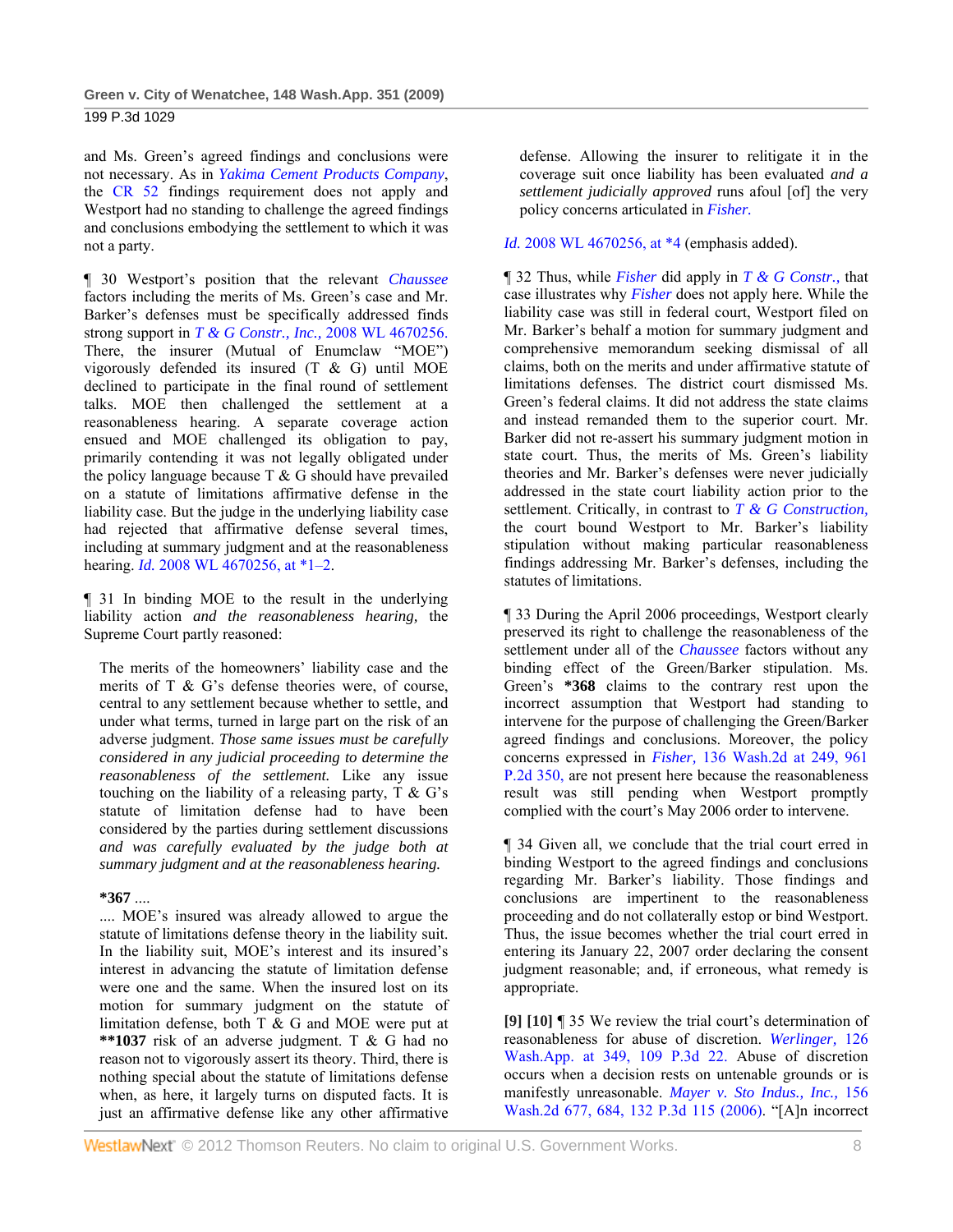and Ms. Green's agreed findings and conclusions were not necessary. As in *Yakima Cement Products Company*, the CR 52 findings requirement does not apply and Westport had no standing to challenge the agreed findings and conclusions embodying the settlement to which it was not a party.

¶ 30 Westport's position that the relevant *Chaussee* factors including the merits of Ms. Green's case and Mr. Barker's defenses must be specifically addressed finds strong support in *T & G Constr., Inc.,* 2008 WL 4670256. There, the insurer (Mutual of Enumclaw "MOE") vigorously defended its insured (T & G) until MOE declined to participate in the final round of settlement talks. MOE then challenged the settlement at a reasonableness hearing. A separate coverage action ensued and MOE challenged its obligation to pay, primarily contending it was not legally obligated under the policy language because T & G should have prevailed on a statute of limitations affirmative defense in the liability case. But the judge in the underlying liability case had rejected that affirmative defense several times, including at summary judgment and at the reasonableness hearing. *Id.* 2008 WL 4670256, at *1–2.

¶ 31 In binding MOE to the result in the underlying liability action *and the reasonableness hearing,* the Supreme Court partly reasoned:

> The merits of the homeowners' liability case and the merits of T & G's defense theories were, of course, central to any settlement because whether to settle, and under what terms, turned in large part on the risk of an adverse judgment. *Those same issues must be carefully considered in any judicial proceeding to determine the reasonableness of the settlement.* Like any issue touching on the liability of a releasing party, T & G's statute of limitation defense had to have been considered by the parties during settlement discussions *and was carefully evaluated by the judge both at summary judgment and at the reasonableness hearing.*
>
> **\*367** ....
>
> .... MOE's insured was already allowed to argue the statute of limitations defense theory in the liability suit. In the liability suit, MOE's interest and its insured's interest in advancing the statute of limitation defense were one and the same. When the insured lost on its motion for summary judgment on the statute of limitation defense, both T & G and MOE were put at **\*\*1037** risk of an adverse judgment. T & G had no reason not to vigorously assert its theory. Third, there is nothing special about the statute of limitations defense when, as here, it largely turns on disputed facts. It is just an affirmative defense like any other affirmative defense. Allowing the insurer to relitigate it in the coverage suit once liability has been evaluated *and a settlement judicially approved* runs afoul [of] the very policy concerns articulated in *Fisher.*

*Id.* 2008 WL 4670256, at *4 (emphasis added).

¶ 32 Thus, while *Fisher* did apply in *T & G Constr.,* that case illustrates why *Fisher* does not apply here. While the liability case was still in federal court, Westport filed on Mr. Barker's behalf a motion for summary judgment and comprehensive memorandum seeking dismissal of all claims, both on the merits and under affirmative statute of limitations defenses. The district court dismissed Ms. Green's federal claims. It did not address the state claims and instead remanded them to the superior court. Mr. Barker did not re-assert his summary judgment motion in state court. Thus, the merits of Ms. Green's liability theories and Mr. Barker's defenses were never judicially addressed in the state court liability action prior to the settlement. Critically, in contrast to *T & G Construction,* the court bound Westport to Mr. Barker's liability stipulation without making particular reasonableness findings addressing Mr. Barker's defenses, including the statutes of limitations.

¶ 33 During the April 2006 proceedings, Westport clearly preserved its right to challenge the reasonableness of the settlement under all of the *Chaussee* factors without any binding effect of the Green/Barker stipulation. Ms. Green's **\*368** claims to the contrary rest upon the incorrect assumption that Westport had standing to intervene for the purpose of challenging the Green/Barker agreed findings and conclusions. Moreover, the policy concerns expressed in *Fisher,* 136 Wash.2d at 249, 961 P.2d 350, are not present here because the reasonableness result was still pending when Westport promptly complied with the court's May 2006 order to intervene.

¶ 34 Given all, we conclude that the trial court erred in binding Westport to the agreed findings and conclusions regarding Mr. Barker's liability. Those findings and conclusions are impertinent to the reasonableness proceeding and do not collaterally estop or bind Westport. Thus, the issue becomes whether the trial court erred in entering its January 22, 2007 order declaring the consent judgment reasonable; and, if erroneous, what remedy is appropriate.

**[9] [10]** ¶ 35 We review the trial court's determination of reasonableness for abuse of discretion. *Werlinger,* 126 Wash.App. at 349, 109 P.3d 22. Abuse of discretion occurs when a decision rests on untenable grounds or is manifestly unreasonable. *Mayer v. Sto Indus., Inc.,* 156 Wash.2d 677, 684, 132 P.3d 115 (2006). "[A]n incorrect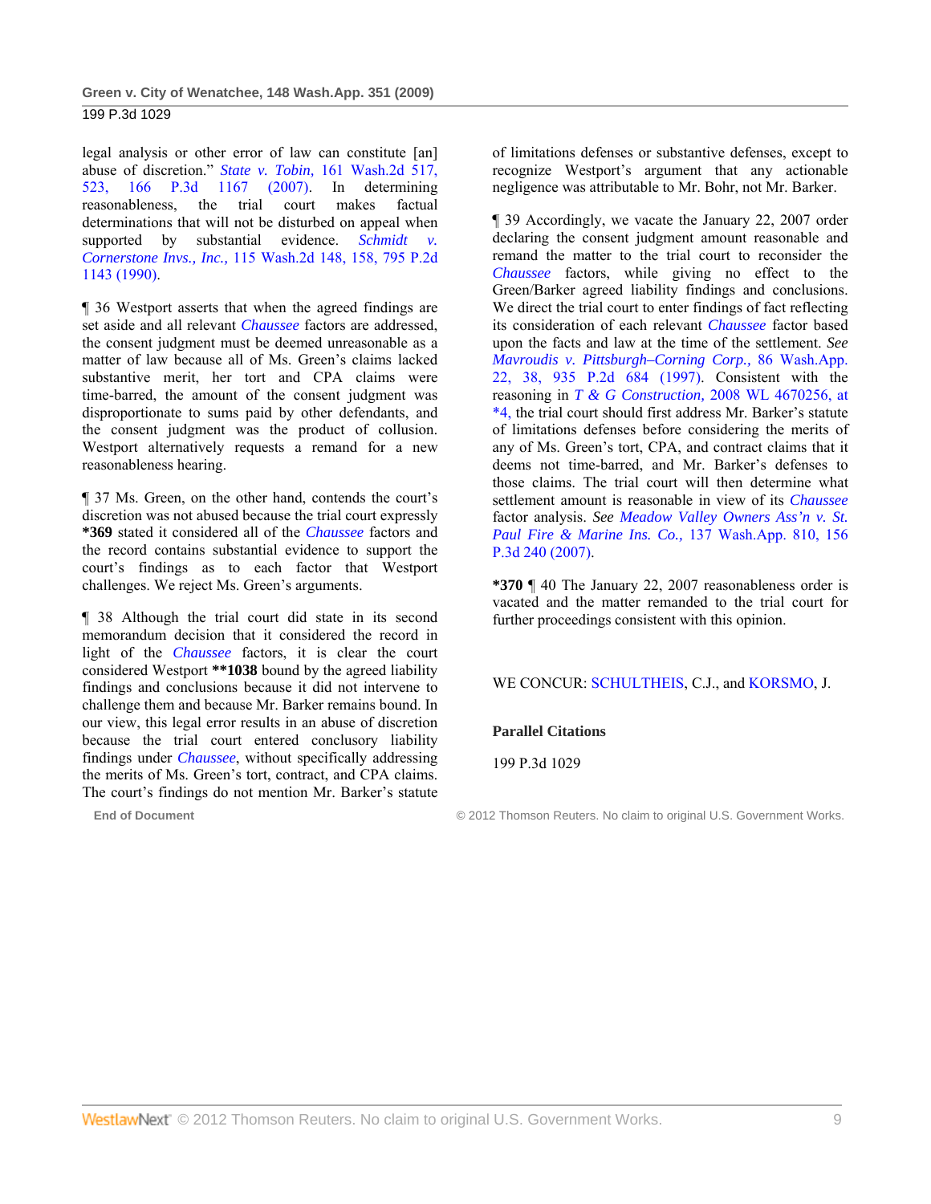legal analysis or other error of law can constitute [an] abuse of discretion." *State v. Tobin,* 161 Wash.2d 517, 523, 166 P.3d 1167 (2007). In determining reasonableness, the trial court makes factual determinations that will not be disturbed on appeal when supported by substantial evidence. *Schmidt v. Cornerstone Invs., Inc.,* 115 Wash.2d 148, 158, 795 P.2d 1143 (1990).

¶ 36 Westport asserts that when the agreed findings are set aside and all relevant *Chaussee* factors are addressed, the consent judgment must be deemed unreasonable as a matter of law because all of Ms. Green's claims lacked substantive merit, her tort and CPA claims were time-barred, the amount of the consent judgment was disproportionate to sums paid by other defendants, and the consent judgment was the product of collusion. Westport alternatively requests a remand for a new reasonableness hearing.

¶ 37 Ms. Green, on the other hand, contends the court's discretion was not abused because the trial court expressly **\*369** stated it considered all of the *Chaussee* factors and the record contains substantial evidence to support the court's findings as to each factor that Westport challenges. We reject Ms. Green's arguments.

¶ 38 Although the trial court did state in its second memorandum decision that it considered the record in light of the *Chaussee* factors, it is clear the court considered Westport **\*\*1038** bound by the agreed liability findings and conclusions because it did not intervene to challenge them and because Mr. Barker remains bound. In our view, this legal error results in an abuse of discretion because the trial court entered conclusory liability findings under *Chaussee*, without specifically addressing the merits of Ms. Green's tort, contract, and CPA claims. The court's findings do not mention Mr. Barker's statute of limitations defenses or substantive defenses, except to recognize Westport's argument that any actionable negligence was attributable to Mr. Bohr, not Mr. Barker.

¶ 39 Accordingly, we vacate the January 22, 2007 order declaring the consent judgment amount reasonable and remand the matter to the trial court to reconsider the *Chaussee* factors, while giving no effect to the Green/Barker agreed liability findings and conclusions. We direct the trial court to enter findings of fact reflecting its consideration of each relevant *Chaussee* factor based upon the facts and law at the time of the settlement. *See Mavroudis v. Pittsburgh–Corning Corp.,* 86 Wash.App. 22, 38, 935 P.2d 684 (1997). Consistent with the reasoning in *T & G Construction,* 2008 WL 4670256, at \*4, the trial court should first address Mr. Barker's statute of limitations defenses before considering the merits of any of Ms. Green's tort, CPA, and contract claims that it deems not time-barred, and Mr. Barker's defenses to those claims. The trial court will then determine what settlement amount is reasonable in view of its *Chaussee* factor analysis. *See Meadow Valley Owners Ass'n v. St. Paul Fire & Marine Ins. Co.,* 137 Wash.App. 810, 156 P.3d 240 (2007).

**\*370** ¶ 40 The January 22, 2007 reasonableness order is vacated and the matter remanded to the trial court for further proceedings consistent with this opinion.

WE CONCUR: SCHULTHEIS, C.J., and KORSMO, J.

**Parallel Citations**

199 P.3d 1029

End of Document